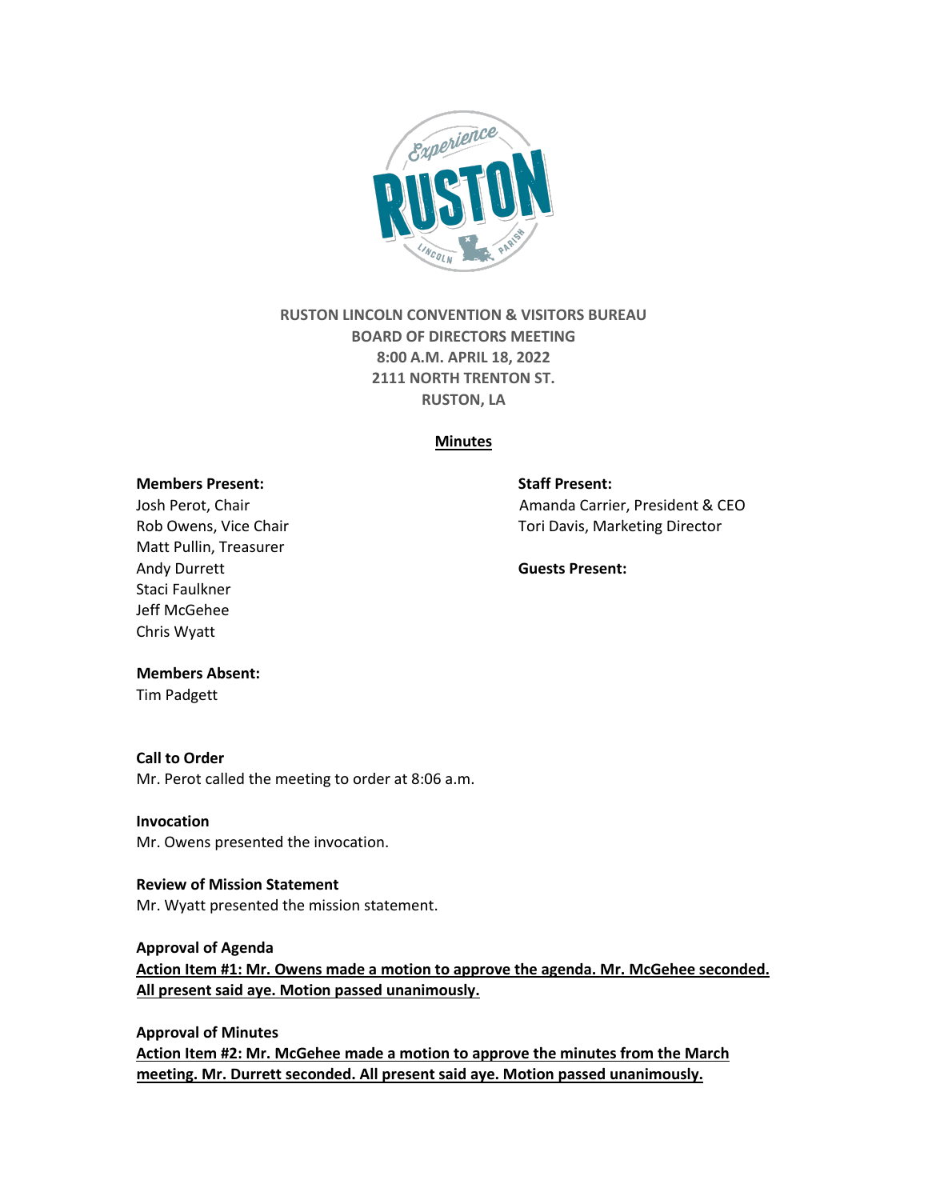# RUSTON LINCOLN CONVENTION & VISITORS BUREAU
## BOARD OF DIRECTORS MEETING
## 8:00 A.M. APRIL 18, 2022
## 2111 NORTH TRENTON ST.
## RUSTON, LA

**Minutes**

**Members Present:**
Josh Perot, Chair
Rob Owens, Vice Chair
Matt Pullin, Treasurer
Andy Durrett
Staci Faulkner
Jeff McGehee
Chris Wyatt

**Staff Present:**
Amanda Carrier, President & CEO
Tori Davis, Marketing Director

**Guests Present:**

**Members Absent:**
Tim Padgett

**Call to Order**
Mr. Perot called the meeting to order at 8:06 a.m.

**Invocation**
Mr. Owens presented the invocation.

**Review of Mission Statement**
Mr. Wyatt presented the mission statement.

**Approval of Agenda**
**Action Item #1: Mr. Owens made a motion to approve the agenda. Mr. McGehee seconded. All present said aye. Motion passed unanimously.**

**Approval of Minutes**
**Action Item #2: Mr. McGehee made a motion to approve the minutes from the March meeting. Mr. Durrett seconded. All present said aye. Motion passed unanimously.**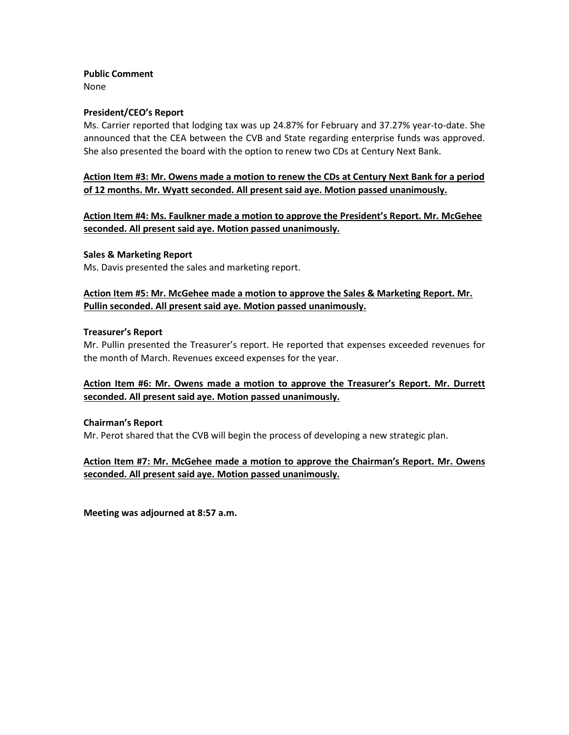**Public Comment**
None

**President/CEO's Report**
Ms. Carrier reported that lodging tax was up 24.87% for February and 37.27% year-to-date. She announced that the CEA between the CVB and State regarding enterprise funds was approved. She also presented the board with the option to renew two CDs at Century Next Bank.

**<u>Action Item #3: Mr. Owens made a motion to renew the CDs at Century Next Bank for a period of 12 months. Mr. Wyatt seconded. All present said aye. Motion passed unanimously.</u>**

**<u>Action Item #4: Ms. Faulkner made a motion to approve the President's Report. Mr. McGehee seconded. All present said aye. Motion passed unanimously.</u>**

**Sales & Marketing Report**
Ms. Davis presented the sales and marketing report.

**<u>Action Item #5: Mr. McGehee made a motion to approve the Sales & Marketing Report. Mr. Pullin seconded. All present said aye. Motion passed unanimously.</u>**

**Treasurer's Report**
Mr. Pullin presented the Treasurer's report. He reported that expenses exceeded revenues for the month of March. Revenues exceed expenses for the year.

**<u>Action Item #6: Mr. Owens made a motion to approve the Treasurer's Report. Mr. Durrett seconded. All present said aye. Motion passed unanimously.</u>**

**Chairman's Report**
Mr. Perot shared that the CVB will begin the process of developing a new strategic plan.

**<u>Action Item #7: Mr. McGehee made a motion to approve the Chairman's Report. Mr. Owens seconded. All present said aye. Motion passed unanimously.</u>**

**Meeting was adjourned at 8:57 a.m.**